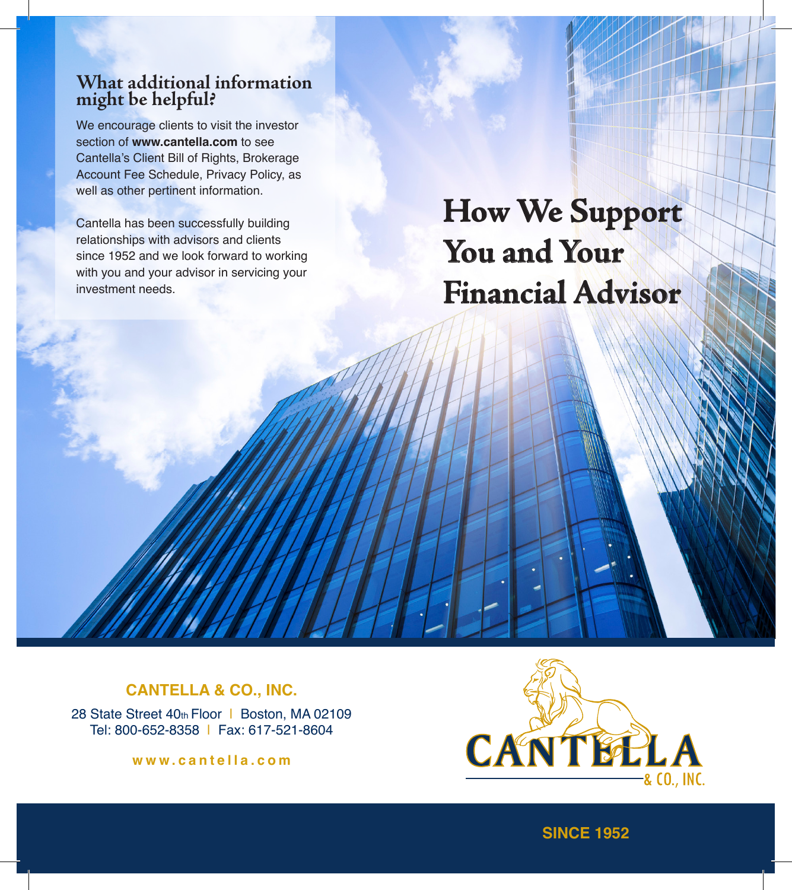## What additional information might be helpful?

We encourage clients to visit the investor section of **www.cantella.com** to see Cantella's Client Bill of Rights, Brokerage Account Fee Schedule, Privacy Policy, as well as other pertinent information.

Cantella has been successfully building relationships with advisors and clients since 1952 and we look forward to working with you and your advisor in servicing your investment needs.

# How We Support You and Your Financial Advisor

**CANTELLA & CO., INC.**

28 State Street 40th Floor | Boston, MA 02109
Tel: 800-652-8358 | Fax: 617-521-8604

**www.cantella.com**

CANTELLA & CO., INC.

**SINCE 1952**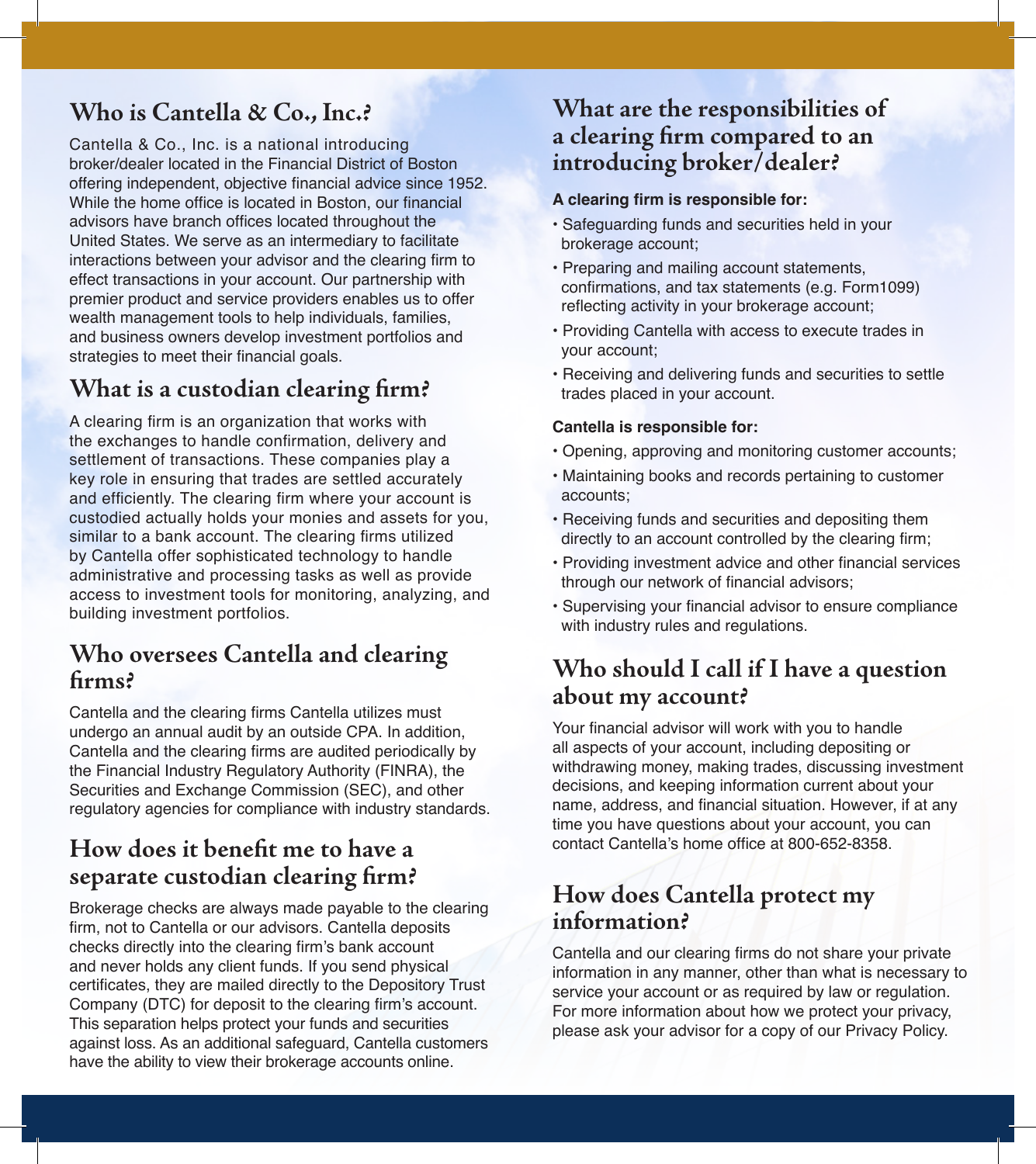## Who is Cantella & Co., Inc.?

Cantella & Co., Inc. is a national introducing broker/dealer located in the Financial District of Boston offering independent, objective financial advice since 1952. While the home office is located in Boston, our financial advisors have branch offices located throughout the United States. We serve as an intermediary to facilitate interactions between your advisor and the clearing firm to effect transactions in your account. Our partnership with premier product and service providers enables us to offer wealth management tools to help individuals, families, and business owners develop investment portfolios and strategies to meet their financial goals.

## What is a custodian clearing firm?

A clearing firm is an organization that works with the exchanges to handle confirmation, delivery and settlement of transactions. These companies play a key role in ensuring that trades are settled accurately and efficiently. The clearing firm where your account is custodied actually holds your monies and assets for you, similar to a bank account. The clearing firms utilized by Cantella offer sophisticated technology to handle administrative and processing tasks as well as provide access to investment tools for monitoring, analyzing, and building investment portfolios.

## Who oversees Cantella and clearing firms?

Cantella and the clearing firms Cantella utilizes must undergo an annual audit by an outside CPA. In addition, Cantella and the clearing firms are audited periodically by the Financial Industry Regulatory Authority (FINRA), the Securities and Exchange Commission (SEC), and other regulatory agencies for compliance with industry standards.

## How does it benefit me to have a separate custodian clearing firm?

Brokerage checks are always made payable to the clearing firm, not to Cantella or our advisors. Cantella deposits checks directly into the clearing firm's bank account and never holds any client funds. If you send physical certificates, they are mailed directly to the Depository Trust Company (DTC) for deposit to the clearing firm's account. This separation helps protect your funds and securities against loss. As an additional safeguard, Cantella customers have the ability to view their brokerage accounts online.

## What are the responsibilities of a clearing firm compared to an introducing broker/dealer?

**A clearing firm is responsible for:**

- Safeguarding funds and securities held in your brokerage account;
- Preparing and mailing account statements, confirmations, and tax statements (e.g. Form1099) reflecting activity in your brokerage account;
- Providing Cantella with access to execute trades in your account;
- Receiving and delivering funds and securities to settle trades placed in your account.

**Cantella is responsible for:**

- Opening, approving and monitoring customer accounts;
- Maintaining books and records pertaining to customer accounts;
- Receiving funds and securities and depositing them directly to an account controlled by the clearing firm;
- Providing investment advice and other financial services through our network of financial advisors;
- Supervising your financial advisor to ensure compliance with industry rules and regulations.

## Who should I call if I have a question about my account?

Your financial advisor will work with you to handle all aspects of your account, including depositing or withdrawing money, making trades, discussing investment decisions, and keeping information current about your name, address, and financial situation. However, if at any time you have questions about your account, you can contact Cantella's home office at 800-652-8358.

## How does Cantella protect my information?

Cantella and our clearing firms do not share your private information in any manner, other than what is necessary to service your account or as required by law or regulation. For more information about how we protect your privacy, please ask your advisor for a copy of our Privacy Policy.